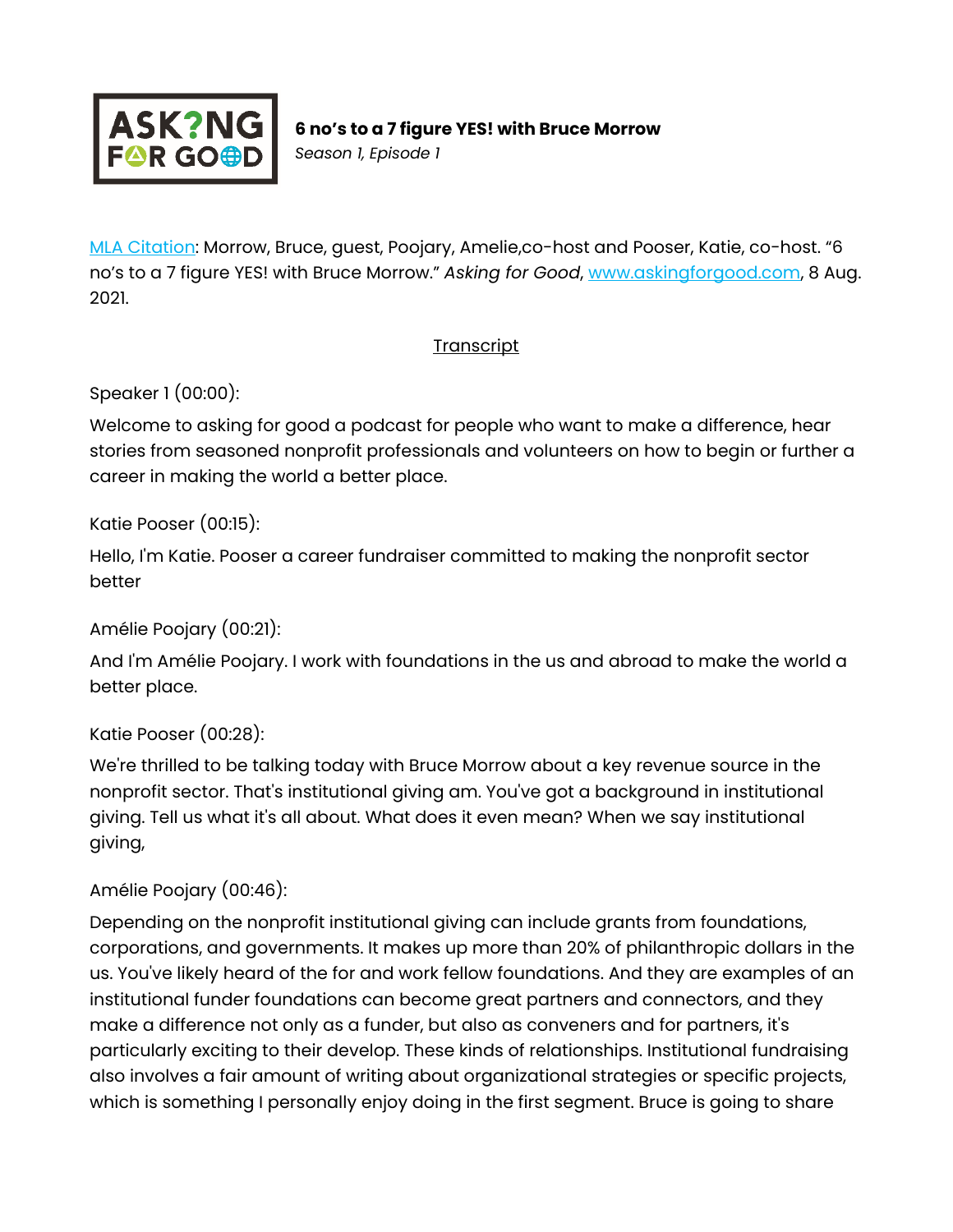ASK?NG FOR GOOD

**6 no's to a 7 figure YES! with Bruce Morrow**
*Season 1, Episode 1*

MLA Citation: Morrow, Bruce, guest, Poojary, Amelie,co-host and Pooser, Katie, co-host. "6 no's to a 7 figure YES! with Bruce Morrow." *Asking for Good*, www.askingforgood.com, 8 Aug. 2021.

Transcript

Speaker 1 (00:00):

Welcome to asking for good a podcast for people who want to make a difference, hear stories from seasoned nonprofit professionals and volunteers on how to begin or further a career in making the world a better place.

Katie Pooser (00:15):

Hello, I'm Katie. Pooser a career fundraiser committed to making the nonprofit sector better

Amélie Poojary (00:21):

And I'm Amélie Poojary. I work with foundations in the us and abroad to make the world a better place.

Katie Pooser (00:28):

We're thrilled to be talking today with Bruce Morrow about a key revenue source in the nonprofit sector. That's institutional giving am. You've got a background in institutional giving. Tell us what it's all about. What does it even mean? When we say institutional giving,

Amélie Poojary (00:46):

Depending on the nonprofit institutional giving can include grants from foundations, corporations, and governments. It makes up more than 20% of philanthropic dollars in the us. You've likely heard of the for and work fellow foundations. And they are examples of an institutional funder foundations can become great partners and connectors, and they make a difference not only as a funder, but also as conveners and for partners, it's particularly exciting to their develop. These kinds of relationships. Institutional fundraising also involves a fair amount of writing about organizational strategies or specific projects, which is something I personally enjoy doing in the first segment. Bruce is going to share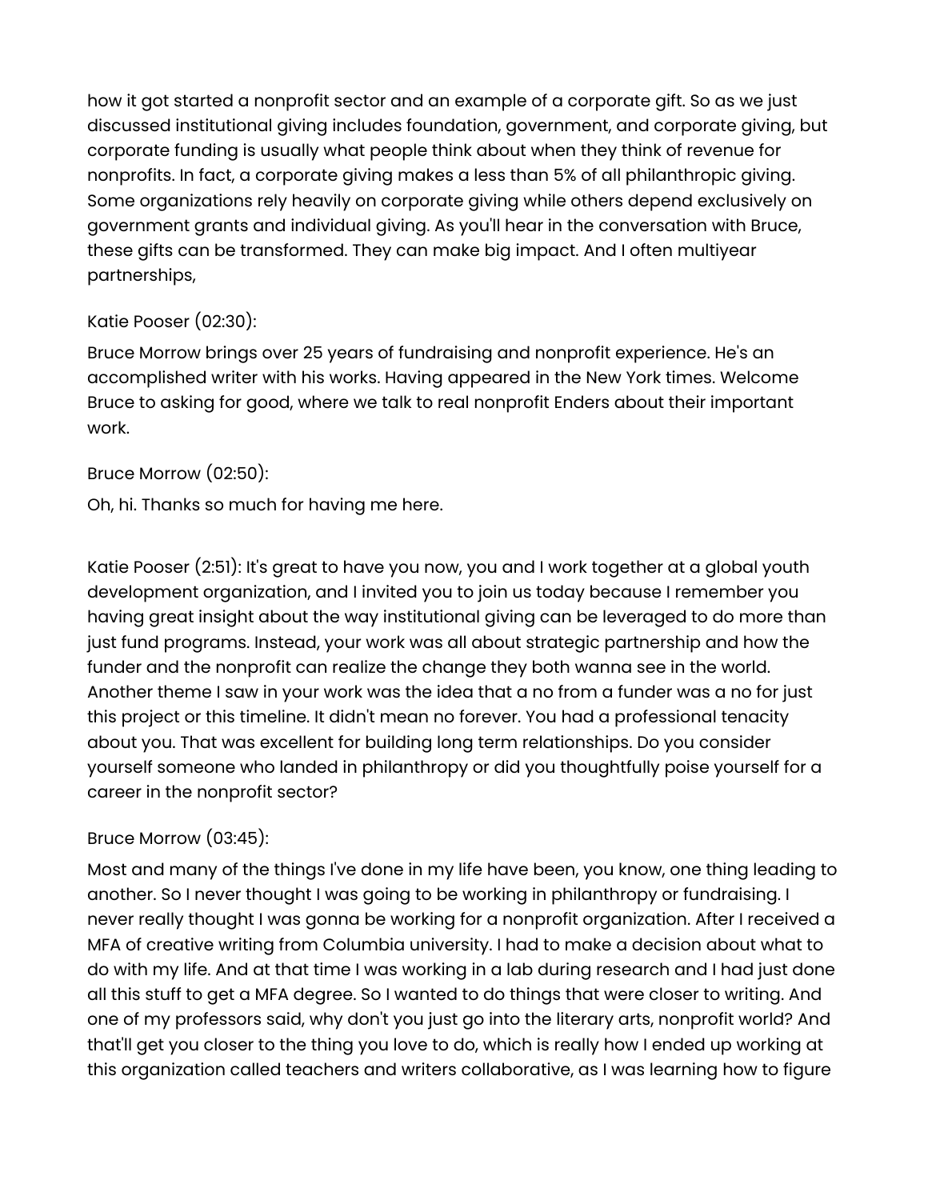how it got started a nonprofit sector and an example of a corporate gift. So as we just discussed institutional giving includes foundation, government, and corporate giving, but corporate funding is usually what people think about when they think of revenue for nonprofits. In fact, a corporate giving makes a less than 5% of all philanthropic giving. Some organizations rely heavily on corporate giving while others depend exclusively on government grants and individual giving. As you'll hear in the conversation with Bruce, these gifts can be transformed. They can make big impact. And I often multiyear partnerships,

Katie Pooser (02:30):

Bruce Morrow brings over 25 years of fundraising and nonprofit experience. He's an accomplished writer with his works. Having appeared in the New York times. Welcome Bruce to asking for good, where we talk to real nonprofit Enders about their important work.

Bruce Morrow (02:50):

Oh, hi. Thanks so much for having me here.

Katie Pooser (2:51): It's great to have you now, you and I work together at a global youth development organization, and I invited you to join us today because I remember you having great insight about the way institutional giving can be leveraged to do more than just fund programs. Instead, your work was all about strategic partnership and how the funder and the nonprofit can realize the change they both wanna see in the world. Another theme I saw in your work was the idea that a no from a funder was a no for just this project or this timeline. It didn't mean no forever. You had a professional tenacity about you. That was excellent for building long term relationships. Do you consider yourself someone who landed in philanthropy or did you thoughtfully poise yourself for a career in the nonprofit sector?

Bruce Morrow (03:45):

Most and many of the things I've done in my life have been, you know, one thing leading to another. So I never thought I was going to be working in philanthropy or fundraising. I never really thought I was gonna be working for a nonprofit organization. After I received a MFA of creative writing from Columbia university. I had to make a decision about what to do with my life. And at that time I was working in a lab during research and I had just done all this stuff to get a MFA degree. So I wanted to do things that were closer to writing. And one of my professors said, why don't you just go into the literary arts, nonprofit world? And that'll get you closer to the thing you love to do, which is really how I ended up working at this organization called teachers and writers collaborative, as I was learning how to figure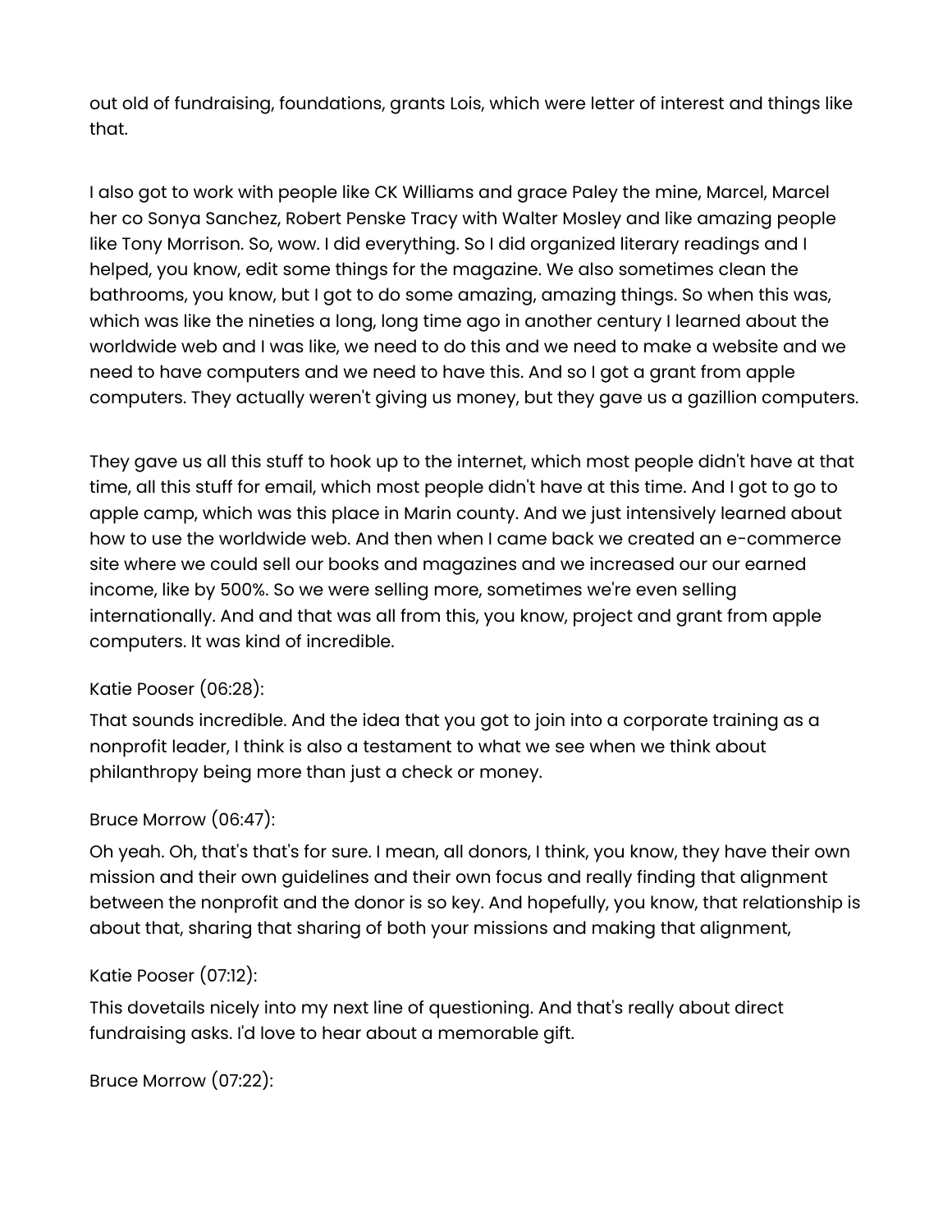out old of fundraising, foundations, grants Lois, which were letter of interest and things like that.

I also got to work with people like CK Williams and grace Paley the mine, Marcel, Marcel her co Sonya Sanchez, Robert Penske Tracy with Walter Mosley and like amazing people like Tony Morrison. So, wow. I did everything. So I did organized literary readings and I helped, you know, edit some things for the magazine. We also sometimes clean the bathrooms, you know, but I got to do some amazing, amazing things. So when this was, which was like the nineties a long, long time ago in another century I learned about the worldwide web and I was like, we need to do this and we need to make a website and we need to have computers and we need to have this. And so I got a grant from apple computers. They actually weren't giving us money, but they gave us a gazillion computers.

They gave us all this stuff to hook up to the internet, which most people didn't have at that time, all this stuff for email, which most people didn't have at this time. And I got to go to apple camp, which was this place in Marin county. And we just intensively learned about how to use the worldwide web. And then when I came back we created an e-commerce site where we could sell our books and magazines and we increased our our earned income, like by 500%. So we were selling more, sometimes we're even selling internationally. And and that was all from this, you know, project and grant from apple computers. It was kind of incredible.

Katie Pooser (06:28):

That sounds incredible. And the idea that you got to join into a corporate training as a nonprofit leader, I think is also a testament to what we see when we think about philanthropy being more than just a check or money.

Bruce Morrow (06:47):

Oh yeah. Oh, that's that's for sure. I mean, all donors, I think, you know, they have their own mission and their own guidelines and their own focus and really finding that alignment between the nonprofit and the donor is so key. And hopefully, you know, that relationship is about that, sharing that sharing of both your missions and making that alignment,

Katie Pooser (07:12):

This dovetails nicely into my next line of questioning. And that's really about direct fundraising asks. I'd love to hear about a memorable gift.

Bruce Morrow (07:22):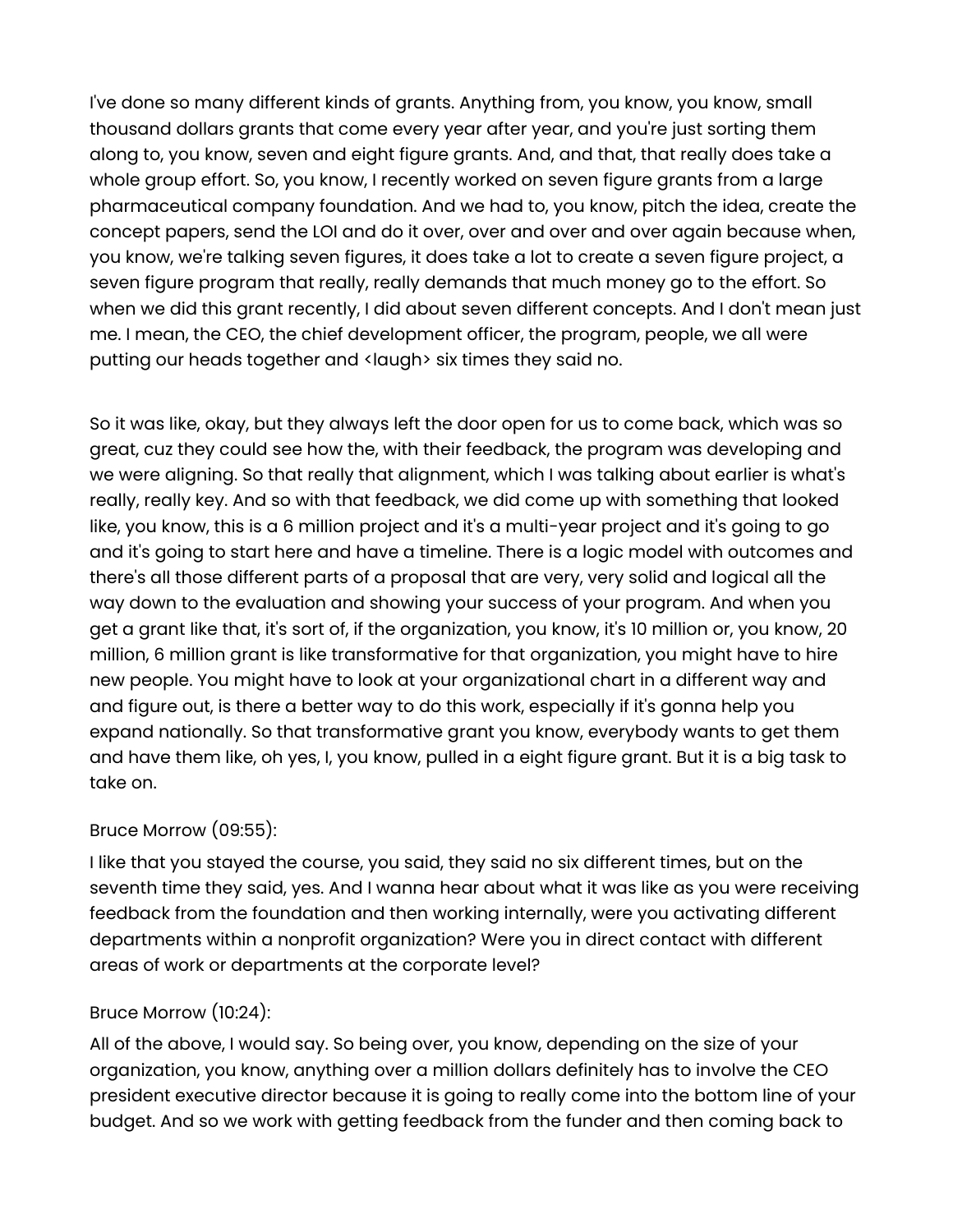I've done so many different kinds of grants. Anything from, you know, you know, small thousand dollars grants that come every year after year, and you're just sorting them along to, you know, seven and eight figure grants. And, and that, that really does take a whole group effort. So, you know, I recently worked on seven figure grants from a large pharmaceutical company foundation. And we had to, you know, pitch the idea, create the concept papers, send the LOI and do it over, over and over and over again because when, you know, we're talking seven figures, it does take a lot to create a seven figure project, a seven figure program that really, really demands that much money go to the effort. So when we did this grant recently, I did about seven different concepts. And I don't mean just me. I mean, the CEO, the chief development officer, the program, people, we all were putting our heads together and <laugh> six times they said no.

So it was like, okay, but they always left the door open for us to come back, which was so great, cuz they could see how the, with their feedback, the program was developing and we were aligning. So that really that alignment, which I was talking about earlier is what's really, really key. And so with that feedback, we did come up with something that looked like, you know, this is a 6 million project and it's a multi-year project and it's going to go and it's going to start here and have a timeline. There is a logic model with outcomes and there's all those different parts of a proposal that are very, very solid and logical all the way down to the evaluation and showing your success of your program. And when you get a grant like that, it's sort of, if the organization, you know, it's 10 million or, you know, 20 million, 6 million grant is like transformative for that organization, you might have to hire new people. You might have to look at your organizational chart in a different way and and figure out, is there a better way to do this work, especially if it's gonna help you expand nationally. So that transformative grant you know, everybody wants to get them and have them like, oh yes, I, you know, pulled in a eight figure grant. But it is a big task to take on.

Bruce Morrow (09:55):

I like that you stayed the course, you said, they said no six different times, but on the seventh time they said, yes. And I wanna hear about what it was like as you were receiving feedback from the foundation and then working internally, were you activating different departments within a nonprofit organization? Were you in direct contact with different areas of work or departments at the corporate level?

Bruce Morrow (10:24):

All of the above, I would say. So being over, you know, depending on the size of your organization, you know, anything over a million dollars definitely has to involve the CEO president executive director because it is going to really come into the bottom line of your budget. And so we work with getting feedback from the funder and then coming back to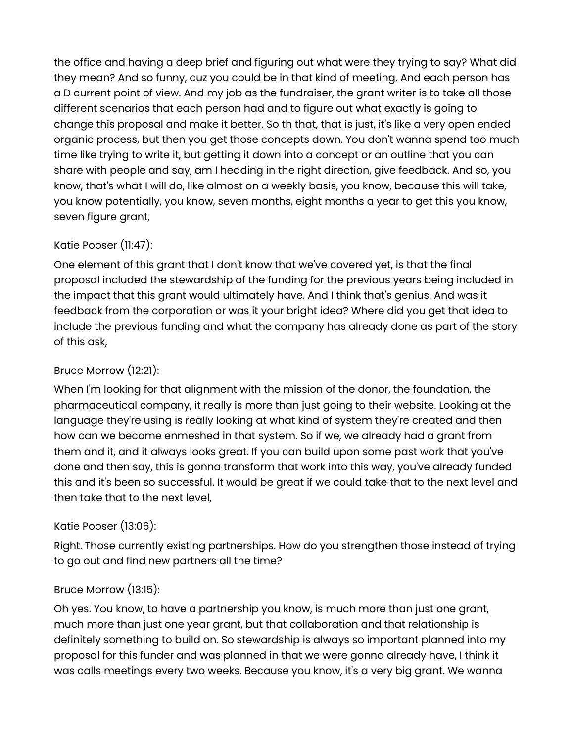the office and having a deep brief and figuring out what were they trying to say? What did they mean? And so funny, cuz you could be in that kind of meeting. And each person has a D current point of view. And my job as the fundraiser, the grant writer is to take all those different scenarios that each person had and to figure out what exactly is going to change this proposal and make it better. So th that, that is just, it's like a very open ended organic process, but then you get those concepts down. You don't wanna spend too much time like trying to write it, but getting it down into a concept or an outline that you can share with people and say, am I heading in the right direction, give feedback. And so, you know, that's what I will do, like almost on a weekly basis, you know, because this will take, you know potentially, you know, seven months, eight months a year to get this you know, seven figure grant,

Katie Pooser (11:47):

One element of this grant that I don't know that we've covered yet, is that the final proposal included the stewardship of the funding for the previous years being included in the impact that this grant would ultimately have. And I think that's genius. And was it feedback from the corporation or was it your bright idea? Where did you get that idea to include the previous funding and what the company has already done as part of the story of this ask,

Bruce Morrow (12:21):

When I'm looking for that alignment with the mission of the donor, the foundation, the pharmaceutical company, it really is more than just going to their website. Looking at the language they're using is really looking at what kind of system they're created and then how can we become enmeshed in that system. So if we, we already had a grant from them and it, and it always looks great. If you can build upon some past work that you've done and then say, this is gonna transform that work into this way, you've already funded this and it's been so successful. It would be great if we could take that to the next level and then take that to the next level,

Katie Pooser (13:06):

Right. Those currently existing partnerships. How do you strengthen those instead of trying to go out and find new partners all the time?

Bruce Morrow (13:15):

Oh yes. You know, to have a partnership you know, is much more than just one grant, much more than just one year grant, but that collaboration and that relationship is definitely something to build on. So stewardship is always so important planned into my proposal for this funder and was planned in that we were gonna already have, I think it was calls meetings every two weeks. Because you know, it's a very big grant. We wanna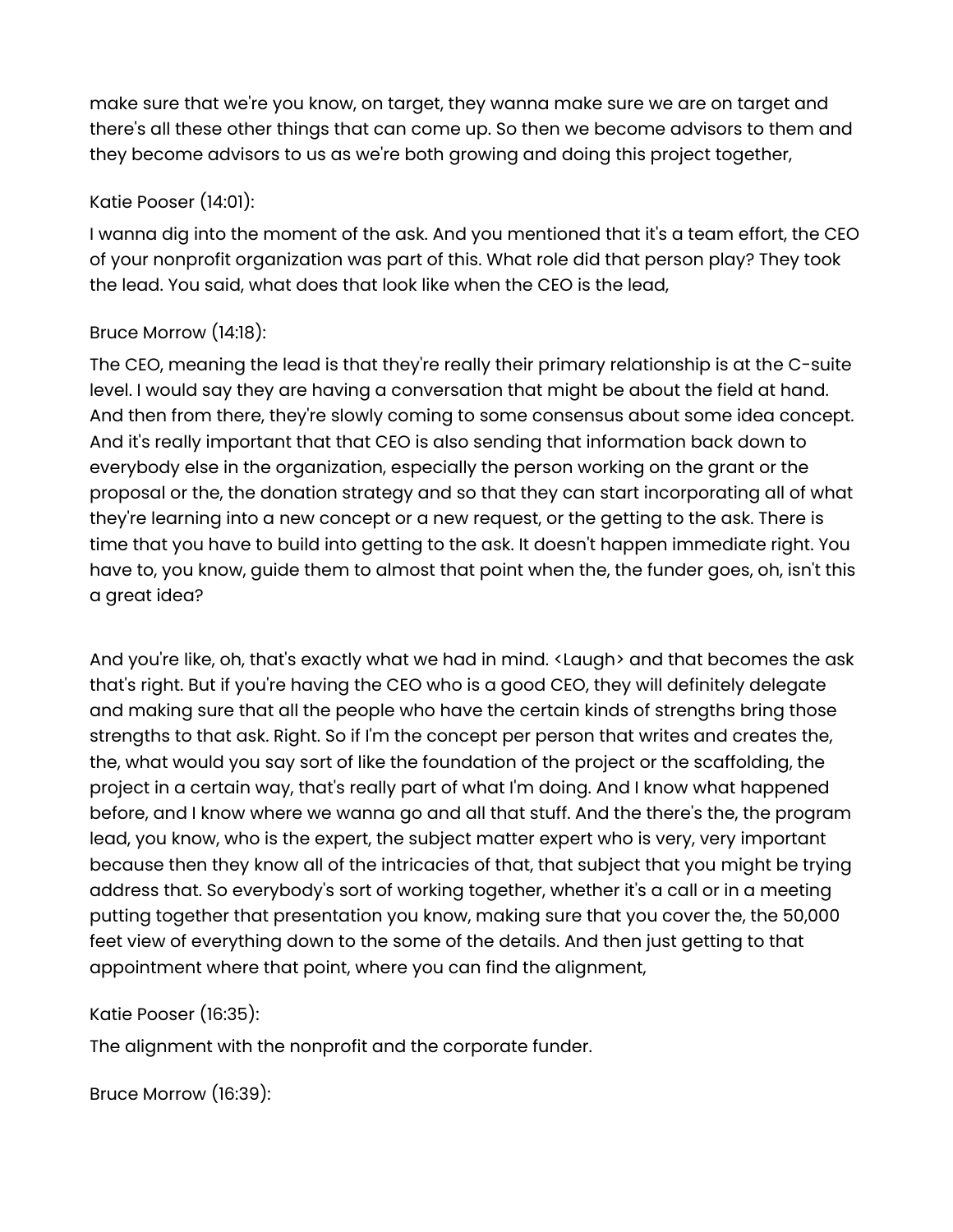make sure that we're you know, on target, they wanna make sure we are on target and there's all these other things that can come up. So then we become advisors to them and they become advisors to us as we're both growing and doing this project together,

Katie Pooser (14:01):

I wanna dig into the moment of the ask. And you mentioned that it's a team effort, the CEO of your nonprofit organization was part of this. What role did that person play? They took the lead. You said, what does that look like when the CEO is the lead,

Bruce Morrow (14:18):

The CEO, meaning the lead is that they're really their primary relationship is at the C-suite level. I would say they are having a conversation that might be about the field at hand. And then from there, they're slowly coming to some consensus about some idea concept. And it's really important that that CEO is also sending that information back down to everybody else in the organization, especially the person working on the grant or the proposal or the, the donation strategy and so that they can start incorporating all of what they're learning into a new concept or a new request, or the getting to the ask. There is time that you have to build into getting to the ask. It doesn't happen immediate right. You have to, you know, guide them to almost that point when the, the funder goes, oh, isn't this a great idea?

And you're like, oh, that's exactly what we had in mind. <Laugh> and that becomes the ask that's right. But if you're having the CEO who is a good CEO, they will definitely delegate and making sure that all the people who have the certain kinds of strengths bring those strengths to that ask. Right. So if I'm the concept per person that writes and creates the, the, what would you say sort of like the foundation of the project or the scaffolding, the project in a certain way, that's really part of what I'm doing. And I know what happened before, and I know where we wanna go and all that stuff. And the there's the, the program lead, you know, who is the expert, the subject matter expert who is very, very important because then they know all of the intricacies of that, that subject that you might be trying address that. So everybody's sort of working together, whether it's a call or in a meeting putting together that presentation you know, making sure that you cover the, the 50,000 feet view of everything down to the some of the details. And then just getting to that appointment where that point, where you can find the alignment,

Katie Pooser (16:35):

The alignment with the nonprofit and the corporate funder.

Bruce Morrow (16:39):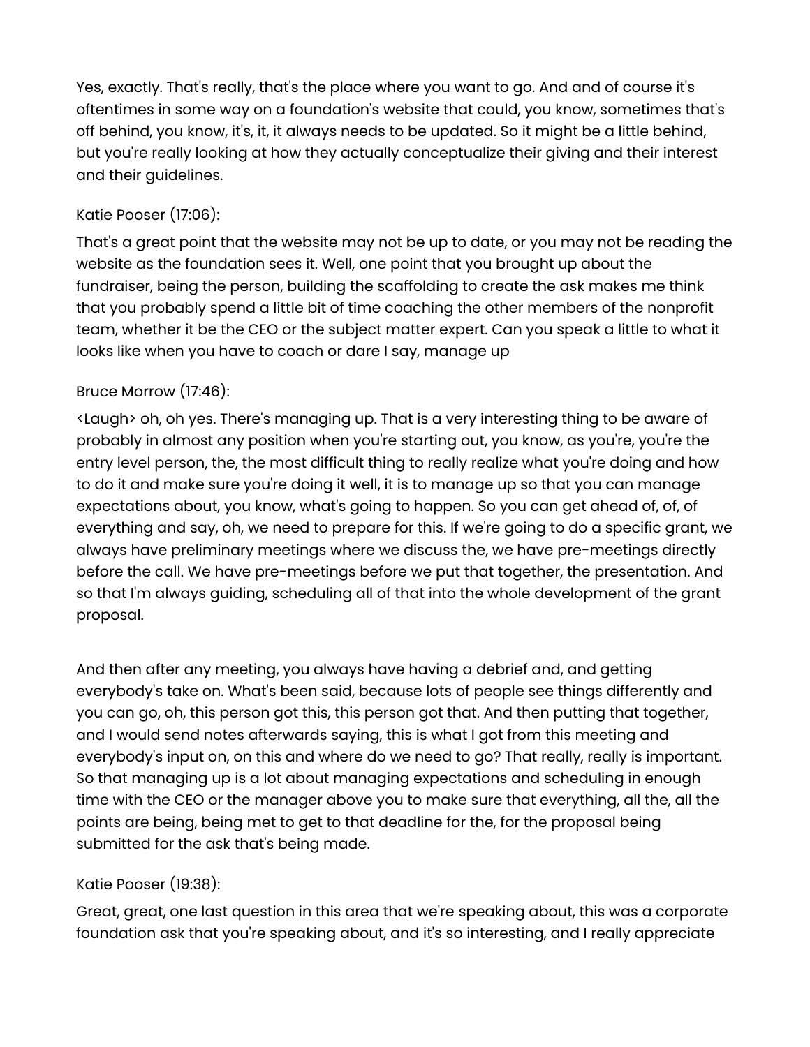Yes, exactly. That's really, that's the place where you want to go. And and of course it's oftentimes in some way on a foundation's website that could, you know, sometimes that's off behind, you know, it's, it, it always needs to be updated. So it might be a little behind, but you're really looking at how they actually conceptualize their giving and their interest and their guidelines.

Katie Pooser (17:06):

That's a great point that the website may not be up to date, or you may not be reading the website as the foundation sees it. Well, one point that you brought up about the fundraiser, being the person, building the scaffolding to create the ask makes me think that you probably spend a little bit of time coaching the other members of the nonprofit team, whether it be the CEO or the subject matter expert. Can you speak a little to what it looks like when you have to coach or dare I say, manage up

Bruce Morrow (17:46):

<Laugh> oh, oh yes. There's managing up. That is a very interesting thing to be aware of probably in almost any position when you're starting out, you know, as you're, you're the entry level person, the, the most difficult thing to really realize what you're doing and how to do it and make sure you're doing it well, it is to manage up so that you can manage expectations about, you know, what's going to happen. So you can get ahead of, of, of everything and say, oh, we need to prepare for this. If we're going to do a specific grant, we always have preliminary meetings where we discuss the, we have pre-meetings directly before the call. We have pre-meetings before we put that together, the presentation. And so that I'm always guiding, scheduling all of that into the whole development of the grant proposal.

And then after any meeting, you always have having a debrief and, and getting everybody's take on. What's been said, because lots of people see things differently and you can go, oh, this person got this, this person got that. And then putting that together, and I would send notes afterwards saying, this is what I got from this meeting and everybody's input on, on this and where do we need to go? That really, really is important. So that managing up is a lot about managing expectations and scheduling in enough time with the CEO or the manager above you to make sure that everything, all the, all the points are being, being met to get to that deadline for the, for the proposal being submitted for the ask that's being made.

Katie Pooser (19:38):

Great, great, one last question in this area that we're speaking about, this was a corporate foundation ask that you're speaking about, and it's so interesting, and I really appreciate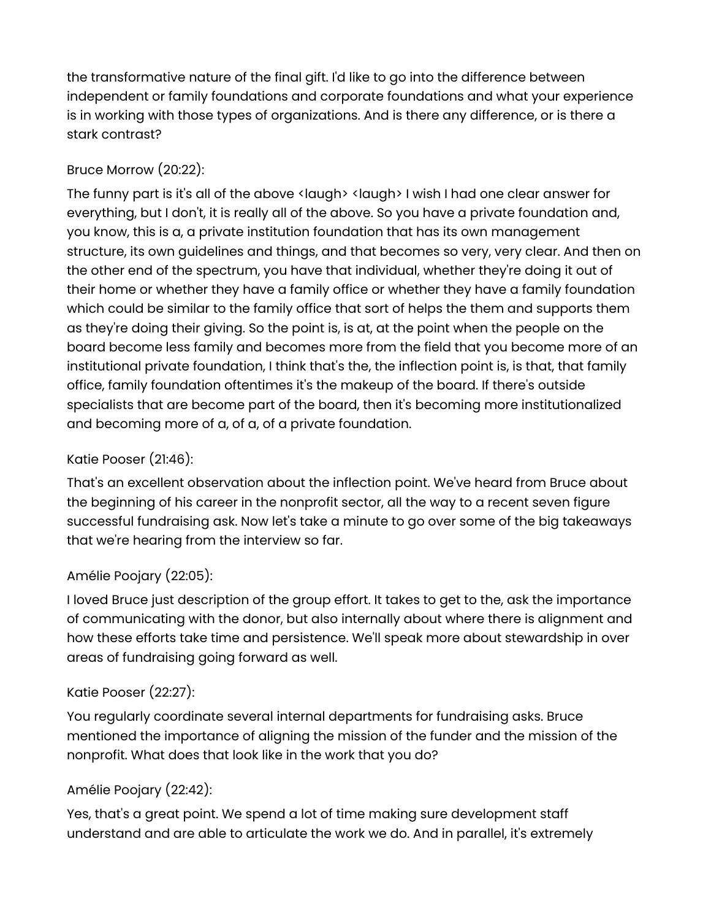the transformative nature of the final gift. I'd like to go into the difference between independent or family foundations and corporate foundations and what your experience is in working with those types of organizations. And is there any difference, or is there a stark contrast?

Bruce Morrow (20:22):

The funny part is it's all of the above <laugh> <laugh> I wish I had one clear answer for everything, but I don't, it is really all of the above. So you have a private foundation and, you know, this is a, a private institution foundation that has its own management structure, its own guidelines and things, and that becomes so very, very clear. And then on the other end of the spectrum, you have that individual, whether they're doing it out of their home or whether they have a family office or whether they have a family foundation which could be similar to the family office that sort of helps the them and supports them as they're doing their giving. So the point is, is at, at the point when the people on the board become less family and becomes more from the field that you become more of an institutional private foundation, I think that's the, the inflection point is, is that, that family office, family foundation oftentimes it's the makeup of the board. If there's outside specialists that are become part of the board, then it's becoming more institutionalized and becoming more of a, of a, of a private foundation.

Katie Pooser (21:46):

That's an excellent observation about the inflection point. We've heard from Bruce about the beginning of his career in the nonprofit sector, all the way to a recent seven figure successful fundraising ask. Now let's take a minute to go over some of the big takeaways that we're hearing from the interview so far.

Amélie Poojary (22:05):

I loved Bruce just description of the group effort. It takes to get to the, ask the importance of communicating with the donor, but also internally about where there is alignment and how these efforts take time and persistence. We'll speak more about stewardship in over areas of fundraising going forward as well.

Katie Pooser (22:27):

You regularly coordinate several internal departments for fundraising asks. Bruce mentioned the importance of aligning the mission of the funder and the mission of the nonprofit. What does that look like in the work that you do?

Amélie Poojary (22:42):

Yes, that's a great point. We spend a lot of time making sure development staff understand and are able to articulate the work we do. And in parallel, it's extremely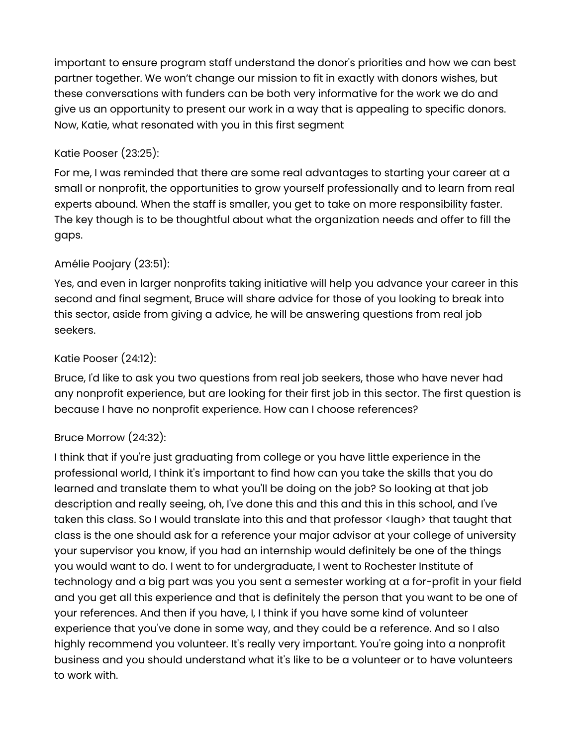important to ensure program staff understand the donor's priorities and how we can best partner together. We won't change our mission to fit in exactly with donors wishes, but these conversations with funders can be both very informative for the work we do and give us an opportunity to present our work in a way that is appealing to specific donors. Now, Katie, what resonated with you in this first segment

Katie Pooser (23:25):

For me, I was reminded that there are some real advantages to starting your career at a small or nonprofit, the opportunities to grow yourself professionally and to learn from real experts abound. When the staff is smaller, you get to take on more responsibility faster. The key though is to be thoughtful about what the organization needs and offer to fill the gaps.

Amélie Poojary (23:51):

Yes, and even in larger nonprofits taking initiative will help you advance your career in this second and final segment, Bruce will share advice for those of you looking to break into this sector, aside from giving a advice, he will be answering questions from real job seekers.

Katie Pooser (24:12):

Bruce, I'd like to ask you two questions from real job seekers, those who have never had any nonprofit experience, but are looking for their first job in this sector. The first question is because I have no nonprofit experience. How can I choose references?

Bruce Morrow (24:32):

I think that if you're just graduating from college or you have little experience in the professional world, I think it's important to find how can you take the skills that you do learned and translate them to what you'll be doing on the job? So looking at that job description and really seeing, oh, I've done this and this and this in this school, and I've taken this class. So I would translate into this and that professor <laugh> that taught that class is the one should ask for a reference your major advisor at your college of university your supervisor you know, if you had an internship would definitely be one of the things you would want to do. I went to for undergraduate, I went to Rochester Institute of technology and a big part was you you sent a semester working at a for-profit in your field and you get all this experience and that is definitely the person that you want to be one of your references. And then if you have, I, I think if you have some kind of volunteer experience that you've done in some way, and they could be a reference. And so I also highly recommend you volunteer. It's really very important. You're going into a nonprofit business and you should understand what it's like to be a volunteer or to have volunteers to work with.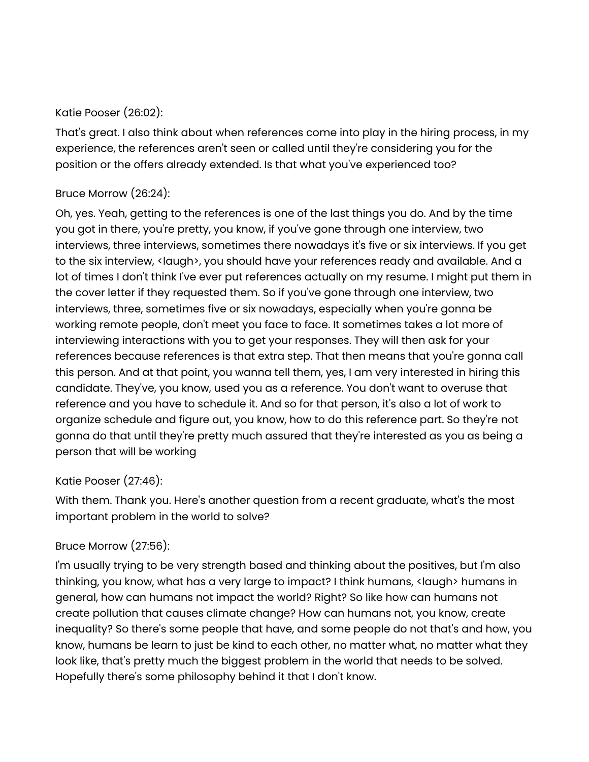Katie Pooser (26:02):

That's great. I also think about when references come into play in the hiring process, in my experience, the references aren't seen or called until they're considering you for the position or the offers already extended. Is that what you've experienced too?

Bruce Morrow (26:24):

Oh, yes. Yeah, getting to the references is one of the last things you do. And by the time you got in there, you're pretty, you know, if you've gone through one interview, two interviews, three interviews, sometimes there nowadays it's five or six interviews. If you get to the six interview, <laugh>, you should have your references ready and available. And a lot of times I don't think I've ever put references actually on my resume. I might put them in the cover letter if they requested them. So if you've gone through one interview, two interviews, three, sometimes five or six nowadays, especially when you're gonna be working remote people, don't meet you face to face. It sometimes takes a lot more of interviewing interactions with you to get your responses. They will then ask for your references because references is that extra step. That then means that you're gonna call this person. And at that point, you wanna tell them, yes, I am very interested in hiring this candidate. They've, you know, used you as a reference. You don't want to overuse that reference and you have to schedule it. And so for that person, it's also a lot of work to organize schedule and figure out, you know, how to do this reference part. So they're not gonna do that until they're pretty much assured that they're interested as you as being a person that will be working

Katie Pooser (27:46):

With them. Thank you. Here's another question from a recent graduate, what's the most important problem in the world to solve?

Bruce Morrow (27:56):

I'm usually trying to be very strength based and thinking about the positives, but I'm also thinking, you know, what has a very large to impact? I think humans, <laugh> humans in general, how can humans not impact the world? Right? So like how can humans not create pollution that causes climate change? How can humans not, you know, create inequality? So there's some people that have, and some people do not that's and how, you know, humans be learn to just be kind to each other, no matter what, no matter what they look like, that's pretty much the biggest problem in the world that needs to be solved. Hopefully there's some philosophy behind it that I don't know.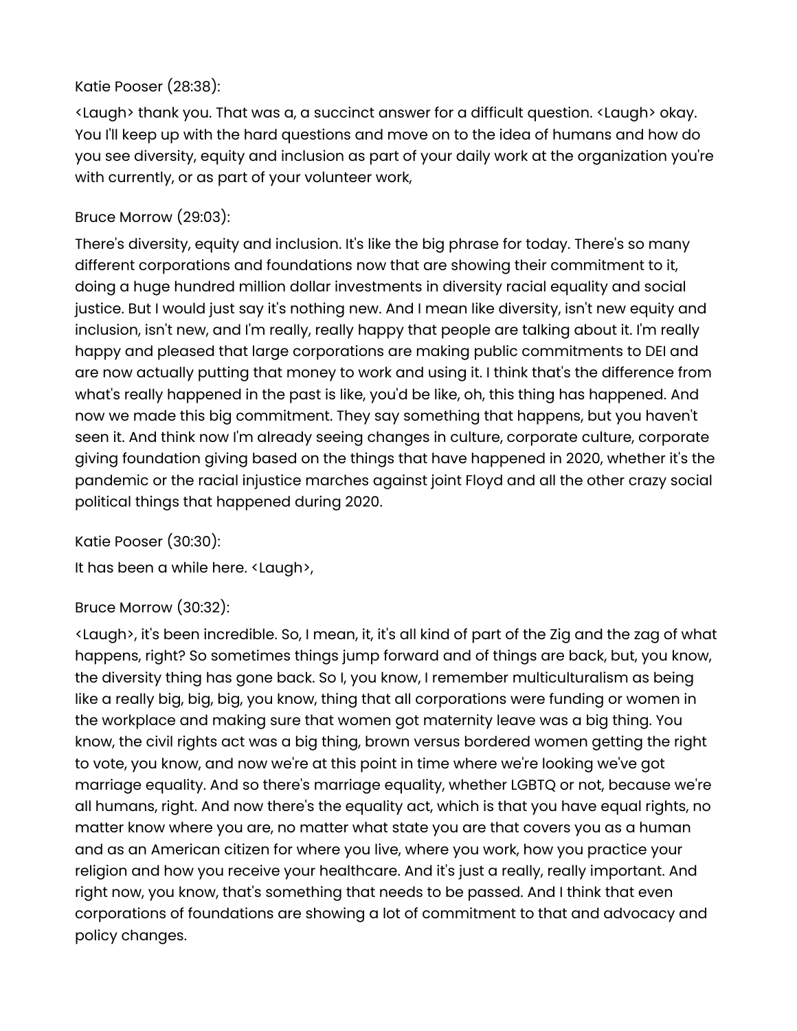Katie Pooser (28:38):

<Laugh> thank you. That was a, a succinct answer for a difficult question. <Laugh> okay. You I'll keep up with the hard questions and move on to the idea of humans and how do you see diversity, equity and inclusion as part of your daily work at the organization you're with currently, or as part of your volunteer work,

Bruce Morrow (29:03):

There's diversity, equity and inclusion. It's like the big phrase for today. There's so many different corporations and foundations now that are showing their commitment to it, doing a huge hundred million dollar investments in diversity racial equality and social justice. But I would just say it's nothing new. And I mean like diversity, isn't new equity and inclusion, isn't new, and I'm really, really happy that people are talking about it. I'm really happy and pleased that large corporations are making public commitments to DEI and are now actually putting that money to work and using it. I think that's the difference from what's really happened in the past is like, you'd be like, oh, this thing has happened. And now we made this big commitment. They say something that happens, but you haven't seen it. And think now I'm already seeing changes in culture, corporate culture, corporate giving foundation giving based on the things that have happened in 2020, whether it's the pandemic or the racial injustice marches against joint Floyd and all the other crazy social political things that happened during 2020.

Katie Pooser (30:30):

It has been a while here. <Laugh>,

Bruce Morrow (30:32):

<Laugh>, it's been incredible. So, I mean, it, it's all kind of part of the Zig and the zag of what happens, right? So sometimes things jump forward and of things are back, but, you know, the diversity thing has gone back. So I, you know, I remember multiculturalism as being like a really big, big, big, you know, thing that all corporations were funding or women in the workplace and making sure that women got maternity leave was a big thing. You know, the civil rights act was a big thing, brown versus bordered women getting the right to vote, you know, and now we're at this point in time where we're looking we've got marriage equality. And so there's marriage equality, whether LGBTQ or not, because we're all humans, right. And now there's the equality act, which is that you have equal rights, no matter know where you are, no matter what state you are that covers you as a human and as an American citizen for where you live, where you work, how you practice your religion and how you receive your healthcare. And it's just a really, really important. And right now, you know, that's something that needs to be passed. And I think that even corporations of foundations are showing a lot of commitment to that and advocacy and policy changes.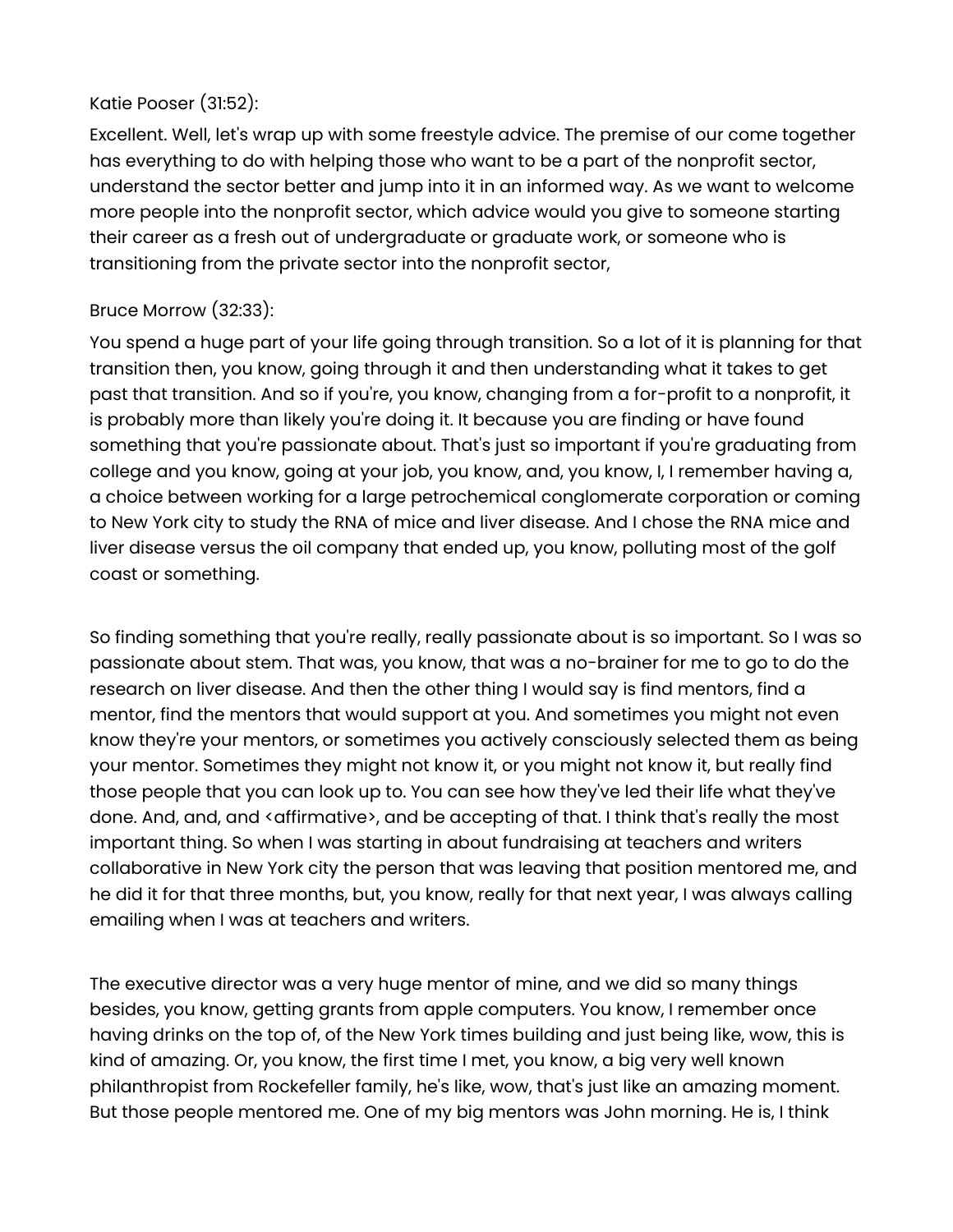Katie Pooser (31:52):

Excellent. Well, let's wrap up with some freestyle advice. The premise of our come together has everything to do with helping those who want to be a part of the nonprofit sector, understand the sector better and jump into it in an informed way. As we want to welcome more people into the nonprofit sector, which advice would you give to someone starting their career as a fresh out of undergraduate or graduate work, or someone who is transitioning from the private sector into the nonprofit sector,

Bruce Morrow (32:33):

You spend a huge part of your life going through transition. So a lot of it is planning for that transition then, you know, going through it and then understanding what it takes to get past that transition. And so if you're, you know, changing from a for-profit to a nonprofit, it is probably more than likely you're doing it. It because you are finding or have found something that you're passionate about. That's just so important if you're graduating from college and you know, going at your job, you know, and, you know, I, I remember having a, a choice between working for a large petrochemical conglomerate corporation or coming to New York city to study the RNA of mice and liver disease. And I chose the RNA mice and liver disease versus the oil company that ended up, you know, polluting most of the golf coast or something.

So finding something that you're really, really passionate about is so important. So I was so passionate about stem. That was, you know, that was a no-brainer for me to go to do the research on liver disease. And then the other thing I would say is find mentors, find a mentor, find the mentors that would support at you. And sometimes you might not even know they're your mentors, or sometimes you actively consciously selected them as being your mentor. Sometimes they might not know it, or you might not know it, but really find those people that you can look up to. You can see how they've led their life what they've done. And, and, and <affirmative>, and be accepting of that. I think that's really the most important thing. So when I was starting in about fundraising at teachers and writers collaborative in New York city the person that was leaving that position mentored me, and he did it for that three months, but, you know, really for that next year, I was always calling emailing when I was at teachers and writers.

The executive director was a very huge mentor of mine, and we did so many things besides, you know, getting grants from apple computers. You know, I remember once having drinks on the top of, of the New York times building and just being like, wow, this is kind of amazing. Or, you know, the first time I met, you know, a big very well known philanthropist from Rockefeller family, he's like, wow, that's just like an amazing moment. But those people mentored me. One of my big mentors was John morning. He is, I think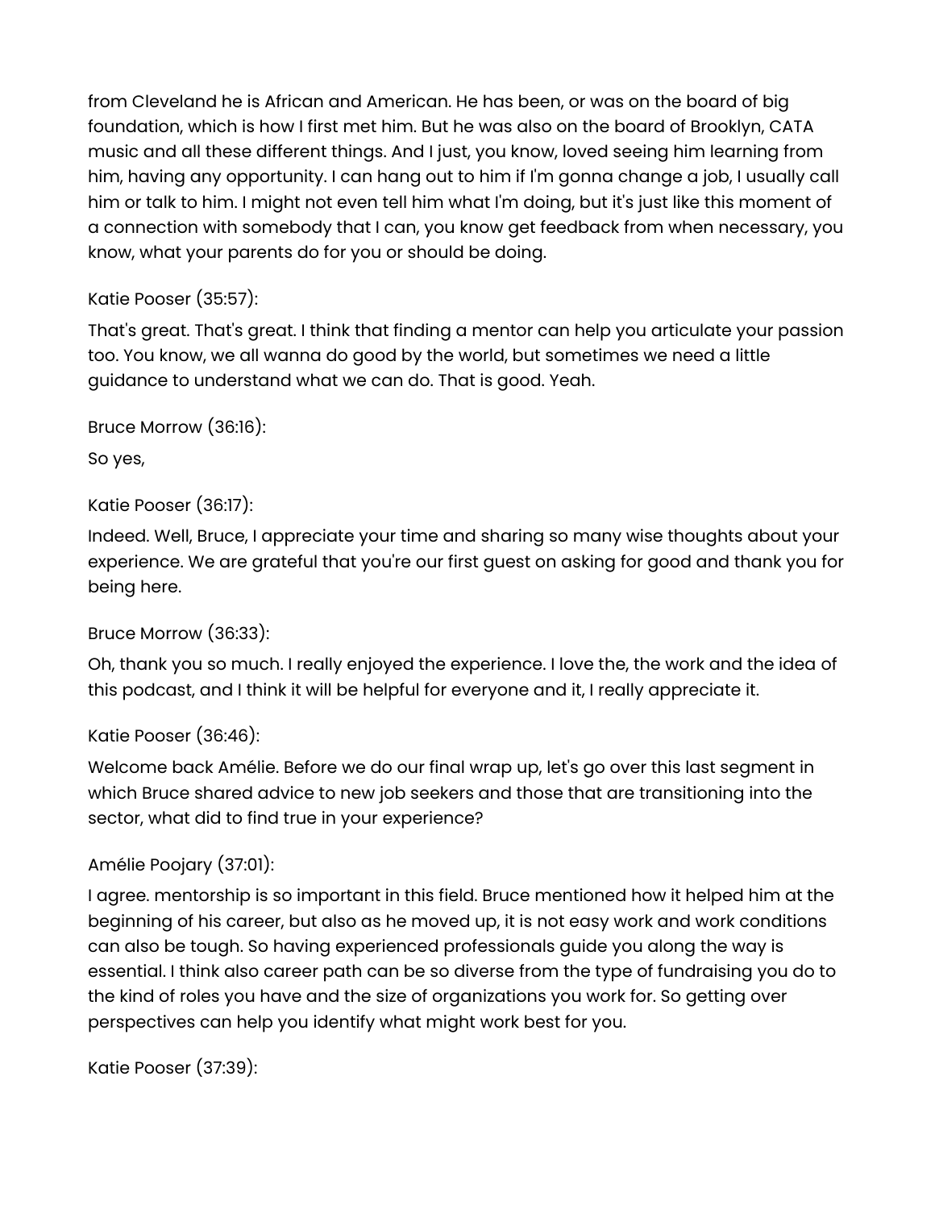from Cleveland he is African and American. He has been, or was on the board of big foundation, which is how I first met him. But he was also on the board of Brooklyn, CATA music and all these different things. And I just, you know, loved seeing him learning from him, having any opportunity. I can hang out to him if I'm gonna change a job, I usually call him or talk to him. I might not even tell him what I'm doing, but it's just like this moment of a connection with somebody that I can, you know get feedback from when necessary, you know, what your parents do for you or should be doing.

Katie Pooser (35:57):

That's great. That's great. I think that finding a mentor can help you articulate your passion too. You know, we all wanna do good by the world, but sometimes we need a little guidance to understand what we can do. That is good. Yeah.

Bruce Morrow (36:16):

So yes,

Katie Pooser (36:17):

Indeed. Well, Bruce, I appreciate your time and sharing so many wise thoughts about your experience. We are grateful that you're our first guest on asking for good and thank you for being here.

Bruce Morrow (36:33):

Oh, thank you so much. I really enjoyed the experience. I love the, the work and the idea of this podcast, and I think it will be helpful for everyone and it, I really appreciate it.

Katie Pooser (36:46):

Welcome back Amélie. Before we do our final wrap up, let's go over this last segment in which Bruce shared advice to new job seekers and those that are transitioning into the sector, what did to find true in your experience?

Amélie Poojary (37:01):

I agree. mentorship is so important in this field. Bruce mentioned how it helped him at the beginning of his career, but also as he moved up, it is not easy work and work conditions can also be tough. So having experienced professionals guide you along the way is essential. I think also career path can be so diverse from the type of fundraising you do to the kind of roles you have and the size of organizations you work for. So getting over perspectives can help you identify what might work best for you.

Katie Pooser (37:39):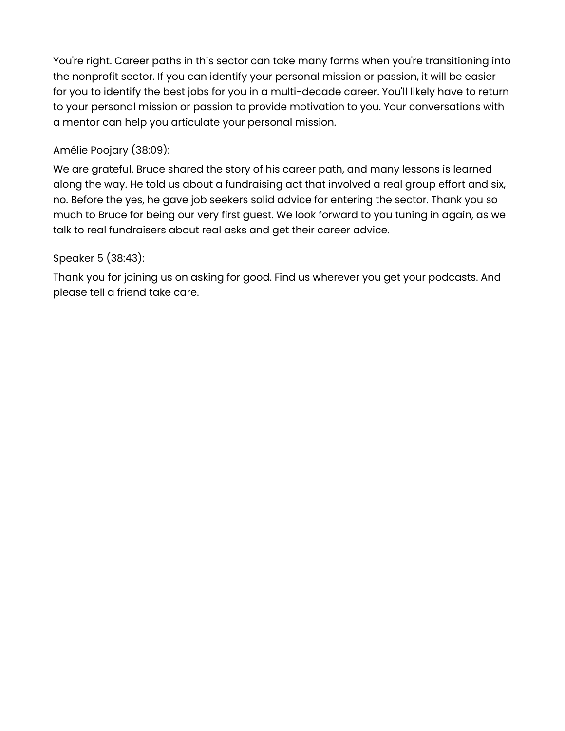You're right. Career paths in this sector can take many forms when you're transitioning into the nonprofit sector. If you can identify your personal mission or passion, it will be easier for you to identify the best jobs for you in a multi-decade career. You'll likely have to return to your personal mission or passion to provide motivation to you. Your conversations with a mentor can help you articulate your personal mission.

Amélie Poojary (38:09):

We are grateful. Bruce shared the story of his career path, and many lessons is learned along the way. He told us about a fundraising act that involved a real group effort and six, no. Before the yes, he gave job seekers solid advice for entering the sector. Thank you so much to Bruce for being our very first guest. We look forward to you tuning in again, as we talk to real fundraisers about real asks and get their career advice.

Speaker 5 (38:43):

Thank you for joining us on asking for good. Find us wherever you get your podcasts. And please tell a friend take care.